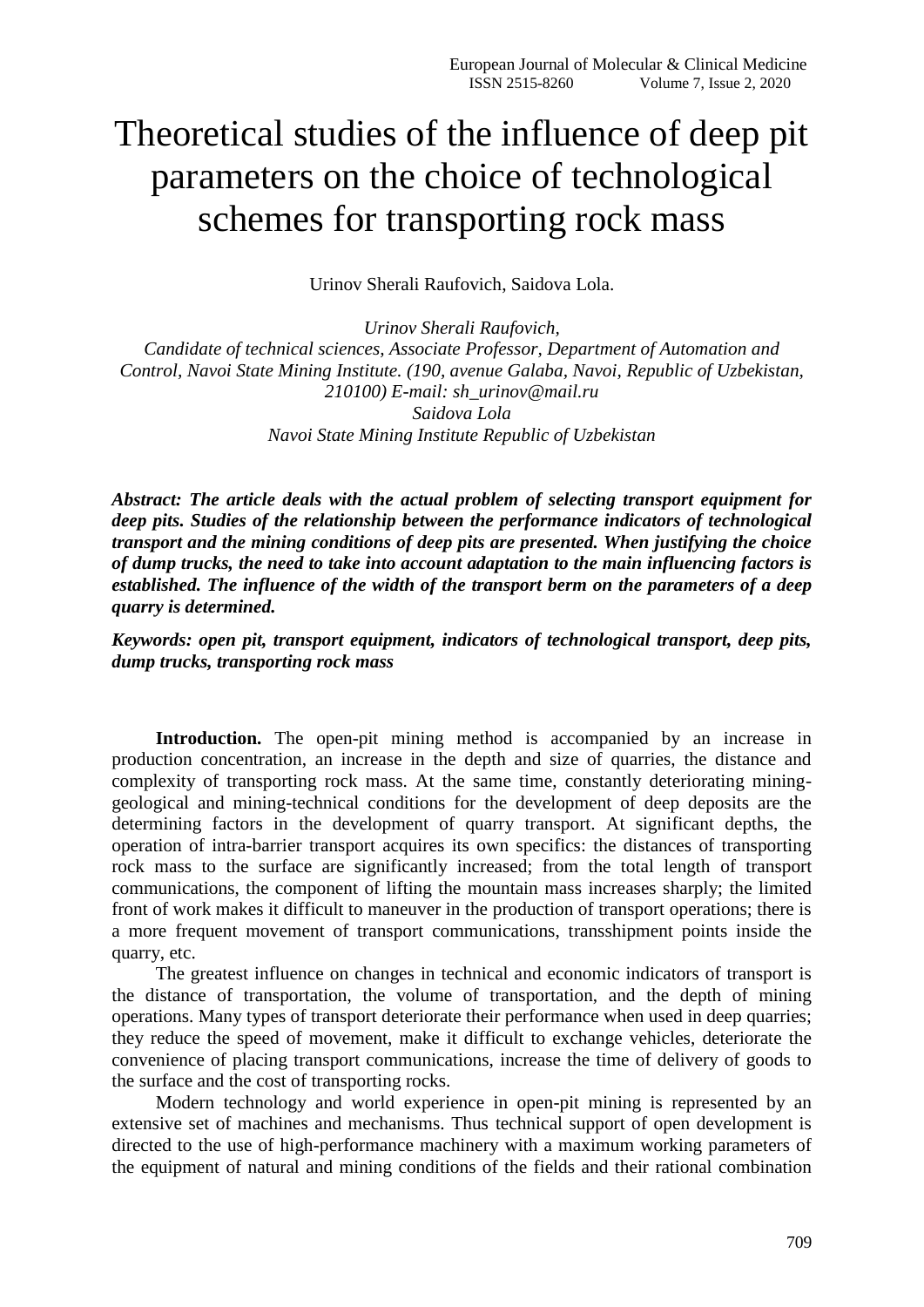# Theoretical studies of the influence of deep pit parameters on the choice of technological schemes for transporting rock mass

Urinov Sherali Raufovich, Saidova Lola.

*Urinov Sherali Raufovich,*
*Candidate of technical sciences, Associate Professor, Department of Automation and Control, Navoi State Mining Institute. (190, avenue Galaba, Navoi, Republic of Uzbekistan, 210100) E-mail: sh_urinov@mail.ru*
*Saidova Lola*
*Navoi State Mining Institute Republic of Uzbekistan*

***Abstract: The article deals with the actual problem of selecting transport equipment for deep pits. Studies of the relationship between the performance indicators of technological transport and the mining conditions of deep pits are presented. When justifying the choice of dump trucks, the need to take into account adaptation to the main influencing factors is established. The influence of the width of the transport berm on the parameters of a deep quarry is determined.***

***Keywords: open pit, transport equipment, indicators of technological transport, deep pits, dump trucks, transporting rock mass***

**Introduction.** The open-pit mining method is accompanied by an increase in production concentration, an increase in the depth and size of quarries, the distance and complexity of transporting rock mass. At the same time, constantly deteriorating mining-geological and mining-technical conditions for the development of deep deposits are the determining factors in the development of quarry transport. At significant depths, the operation of intra-barrier transport acquires its own specifics: the distances of transporting rock mass to the surface are significantly increased; from the total length of transport communications, the component of lifting the mountain mass increases sharply; the limited front of work makes it difficult to maneuver in the production of transport operations; there is a more frequent movement of transport communications, transshipment points inside the quarry, etc.

The greatest influence on changes in technical and economic indicators of transport is the distance of transportation, the volume of transportation, and the depth of mining operations. Many types of transport deteriorate their performance when used in deep quarries; they reduce the speed of movement, make it difficult to exchange vehicles, deteriorate the convenience of placing transport communications, increase the time of delivery of goods to the surface and the cost of transporting rocks.

Modern technology and world experience in open-pit mining is represented by an extensive set of machines and mechanisms. Thus technical support of open development is directed to the use of high-performance machinery with a maximum working parameters of the equipment of natural and mining conditions of the fields and their rational combination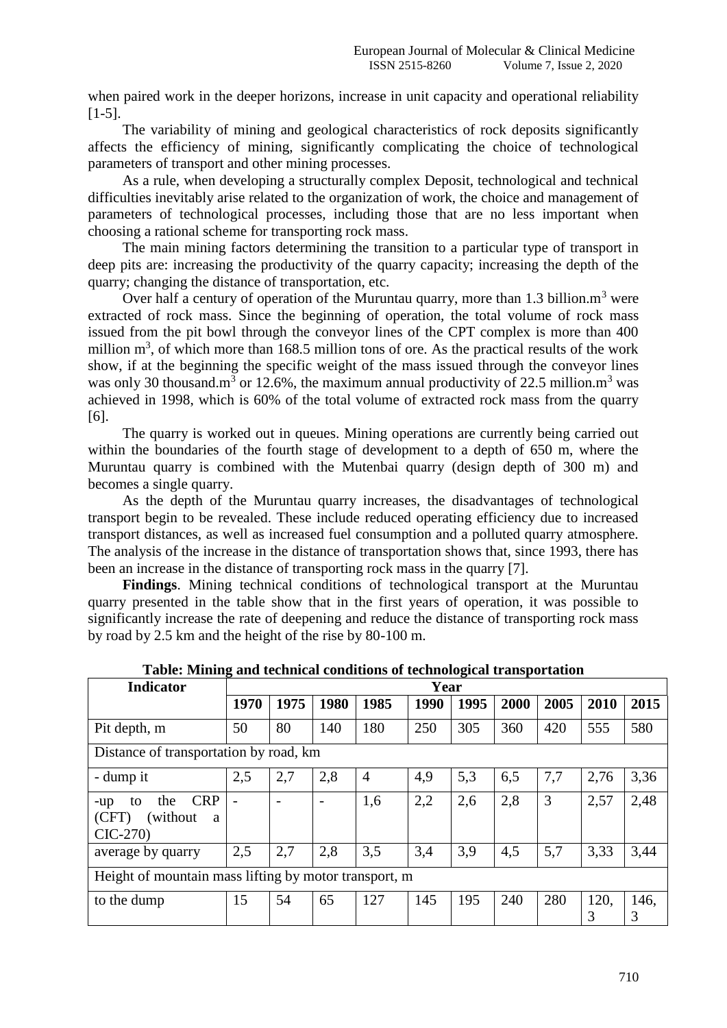when paired work in the deeper horizons, increase in unit capacity and operational reliability [1-5].

The variability of mining and geological characteristics of rock deposits significantly affects the efficiency of mining, significantly complicating the choice of technological parameters of transport and other mining processes.

As a rule, when developing a structurally complex Deposit, technological and technical difficulties inevitably arise related to the organization of work, the choice and management of parameters of technological processes, including those that are no less important when choosing a rational scheme for transporting rock mass.

The main mining factors determining the transition to a particular type of transport in deep pits are: increasing the productivity of the quarry capacity; increasing the depth of the quarry; changing the distance of transportation, etc.

Over half a century of operation of the Muruntau quarry, more than 1.3 billion.m$^3$ were extracted of rock mass. Since the beginning of operation, the total volume of rock mass issued from the pit bowl through the conveyor lines of the CPT complex is more than 400 million m$^3$, of which more than 168.5 million tons of ore. As the practical results of the work show, if at the beginning the specific weight of the mass issued through the conveyor lines was only 30 thousand.m$^3$ or 12.6%, the maximum annual productivity of 22.5 million.m$^3$ was achieved in 1998, which is 60% of the total volume of extracted rock mass from the quarry [6].

The quarry is worked out in queues. Mining operations are currently being carried out within the boundaries of the fourth stage of development to a depth of 650 m, where the Muruntau quarry is combined with the Mutenbai quarry (design depth of 300 m) and becomes a single quarry.

As the depth of the Muruntau quarry increases, the disadvantages of technological transport begin to be revealed. These include reduced operating efficiency due to increased transport distances, as well as increased fuel consumption and a polluted quarry atmosphere. The analysis of the increase in the distance of transportation shows that, since 1993, there has been an increase in the distance of transporting rock mass in the quarry [7].

**Findings**. Mining technical conditions of technological transport at the Muruntau quarry presented in the table show that in the first years of operation, it was possible to significantly increase the rate of deepening and reduce the distance of transporting rock mass by road by 2.5 km and the height of the rise by 80-100 m.

**Table: Mining and technical conditions of technological transportation**

| Indicator | Year | | | | | | | | | |
|---|---|---|---|---|---|---|---|---|---|---|
| | **1970** | **1975** | **1980** | **1985** | **1990** | **1995** | **2000** | **2005** | **2010** | **2015** |
| Pit depth, m | 50 | 80 | 140 | 180 | 250 | 305 | 360 | 420 | 555 | 580 |
| Distance of transportation by road, km | | | | | | | | | | |
| - dump it | 2,5 | 2,7 | 2,8 | 4 | 4,9 | 5,3 | 6,5 | 7,7 | 2,76 | 3,36 |
| -up to the CRP (CFT) (without a CIC-270) | - | - | - | 1,6 | 2,2 | 2,6 | 2,8 | 3 | 2,57 | 2,48 |
| average by quarry | 2,5 | 2,7 | 2,8 | 3,5 | 3,4 | 3,9 | 4,5 | 5,7 | 3,33 | 3,44 |
| Height of mountain mass lifting by motor transport, m | | | | | | | | | | |
| to the dump | 15 | 54 | 65 | 127 | 145 | 195 | 240 | 280 | 120,3 | 146,3 |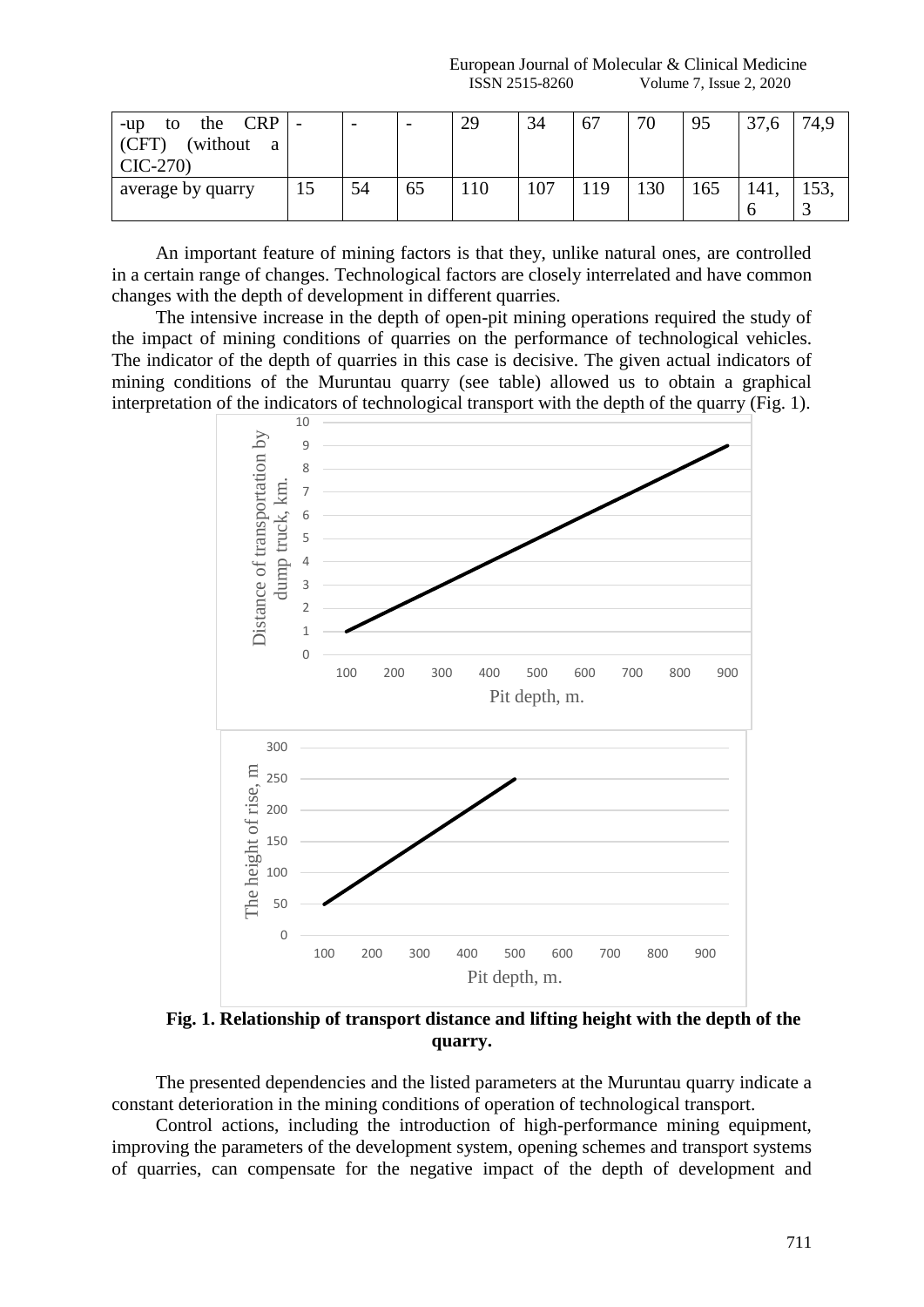| -up to the CRP (CFT) (without a CIC-270) | - | - | - | 29 | 34 | 67 | 70 | 95 | 37,6 | 74,9 |
|---|---|---|---|---|---|---|---|---|---|---|
| average by quarry | 15 | 54 | 65 | 110 | 107 | 119 | 130 | 165 | 141,6 | 153,3 |

An important feature of mining factors is that they, unlike natural ones, are controlled in a certain range of changes. Technological factors are closely interrelated and have common changes with the depth of development in different quarries.

The intensive increase in the depth of open-pit mining operations required the study of the impact of mining conditions of quarries on the performance of technological vehicles. The indicator of the depth of quarries in this case is decisive. The given actual indicators of mining conditions of the Muruntau quarry (see table) allowed us to obtain a graphical interpretation of the indicators of technological transport with the depth of the quarry (Fig. 1).

**Fig. 1. Relationship of transport distance and lifting height with the depth of the quarry.**

The presented dependencies and the listed parameters at the Muruntau quarry indicate a constant deterioration in the mining conditions of operation of technological transport.

Control actions, including the introduction of high-performance mining equipment, improving the parameters of the development system, opening schemes and transport systems of quarries, can compensate for the negative impact of the depth of development and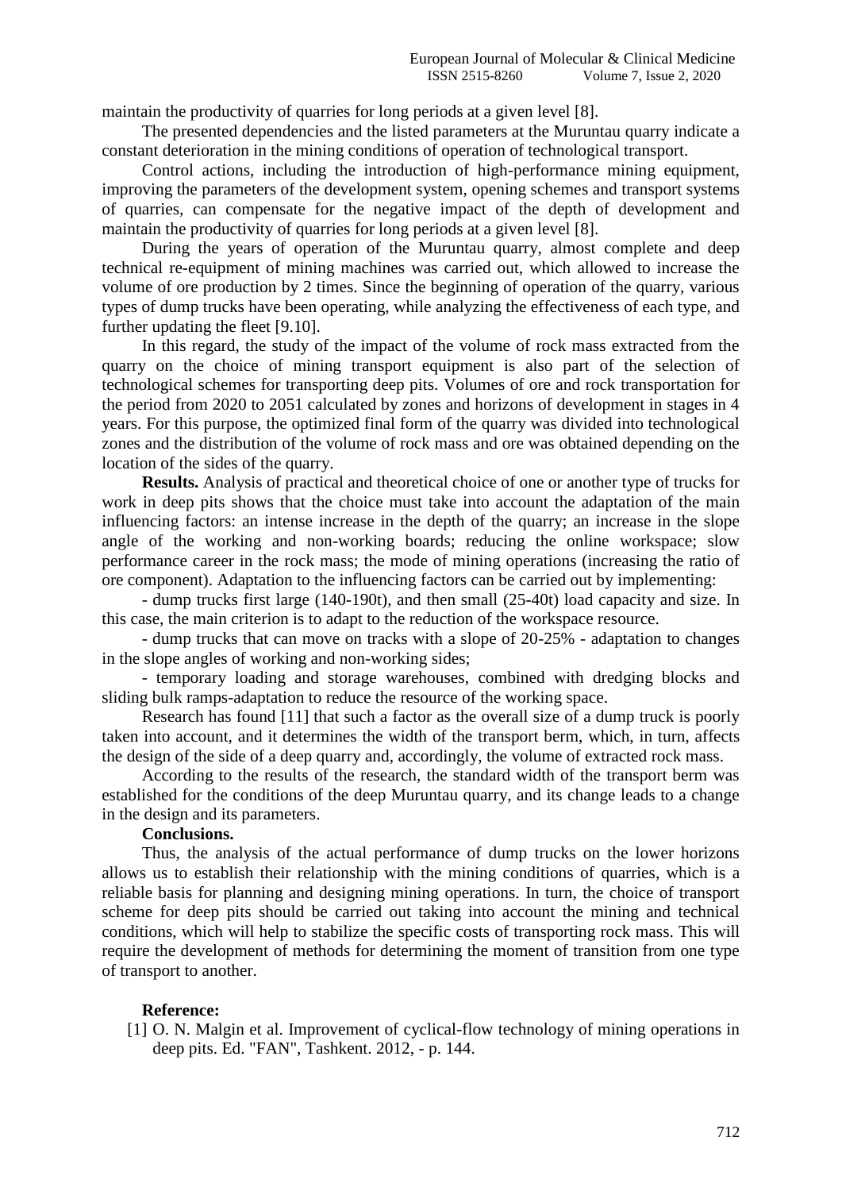maintain the productivity of quarries for long periods at a given level [8].

The presented dependencies and the listed parameters at the Muruntau quarry indicate a constant deterioration in the mining conditions of operation of technological transport.

Control actions, including the introduction of high-performance mining equipment, improving the parameters of the development system, opening schemes and transport systems of quarries, can compensate for the negative impact of the depth of development and maintain the productivity of quarries for long periods at a given level [8].

During the years of operation of the Muruntau quarry, almost complete and deep technical re-equipment of mining machines was carried out, which allowed to increase the volume of ore production by 2 times. Since the beginning of operation of the quarry, various types of dump trucks have been operating, while analyzing the effectiveness of each type, and further updating the fleet [9.10].

In this regard, the study of the impact of the volume of rock mass extracted from the quarry on the choice of mining transport equipment is also part of the selection of technological schemes for transporting deep pits. Volumes of ore and rock transportation for the period from 2020 to 2051 calculated by zones and horizons of development in stages in 4 years. For this purpose, the optimized final form of the quarry was divided into technological zones and the distribution of the volume of rock mass and ore was obtained depending on the location of the sides of the quarry.

**Results.** Analysis of practical and theoretical choice of one or another type of trucks for work in deep pits shows that the choice must take into account the adaptation of the main influencing factors: an intense increase in the depth of the quarry; an increase in the slope angle of the working and non-working boards; reducing the online workspace; slow performance career in the rock mass; the mode of mining operations (increasing the ratio of ore component). Adaptation to the influencing factors can be carried out by implementing:

- dump trucks first large (140-190t), and then small (25-40t) load capacity and size. In this case, the main criterion is to adapt to the reduction of the workspace resource.
- dump trucks that can move on tracks with a slope of 20-25% - adaptation to changes in the slope angles of working and non-working sides;
- temporary loading and storage warehouses, combined with dredging blocks and sliding bulk ramps-adaptation to reduce the resource of the working space.

Research has found [11] that such a factor as the overall size of a dump truck is poorly taken into account, and it determines the width of the transport berm, which, in turn, affects the design of the side of a deep quarry and, accordingly, the volume of extracted rock mass.

According to the results of the research, the standard width of the transport berm was established for the conditions of the deep Muruntau quarry, and its change leads to a change in the design and its parameters.

**Conclusions.**

Thus, the analysis of the actual performance of dump trucks on the lower horizons allows us to establish their relationship with the mining conditions of quarries, which is a reliable basis for planning and designing mining operations. In turn, the choice of transport scheme for deep pits should be carried out taking into account the mining and technical conditions, which will help to stabilize the specific costs of transporting rock mass. This will require the development of methods for determining the moment of transition from one type of transport to another.

**Reference:**

[1] O. N. Malgin et al. Improvement of cyclical-flow technology of mining operations in deep pits. Ed. "FAN", Tashkent. 2012, - p. 144.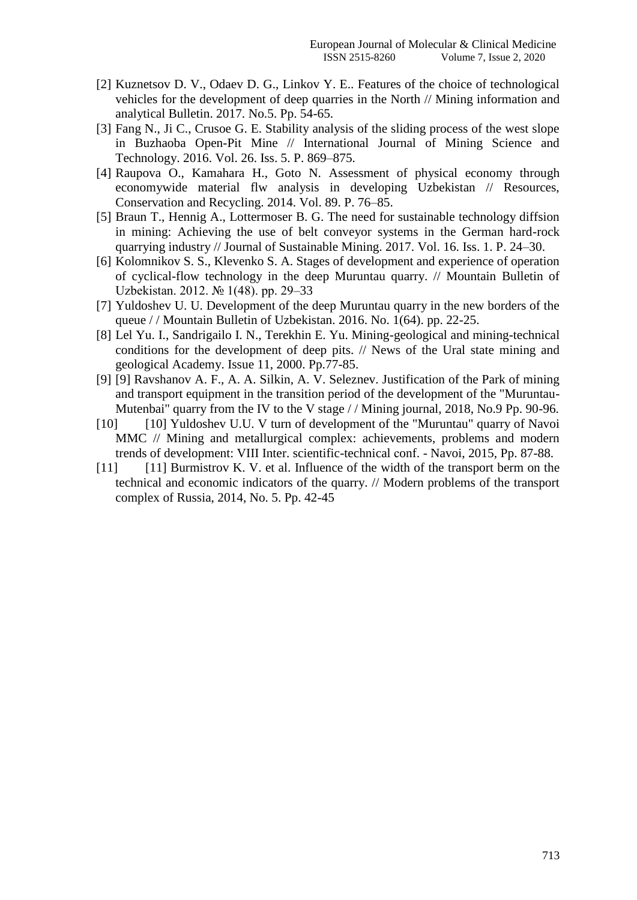[2] Kuznetsov D. V., Odaev D. G., Linkov Y. E.. Features of the choice of technological vehicles for the development of deep quarries in the North // Mining information and analytical Bulletin. 2017. No.5. Pp. 54-65.

[3] Fang N., Ji C., Crusoe G. E. Stability analysis of the sliding process of the west slope in Buzhaoba Open-Pit Mine // International Journal of Mining Science and Technology. 2016. Vol. 26. Iss. 5. P. 869–875.

[4] Raupova O., Kamahara H., Goto N. Assessment of physical economy through economywide material flw analysis in developing Uzbekistan // Resources, Conservation and Recycling. 2014. Vol. 89. P. 76–85.

[5] Braun T., Hennig A., Lottermoser B. G. The need for sustainable technology diffsion in mining: Achieving the use of belt conveyor systems in the German hard-rock quarrying industry // Journal of Sustainable Mining. 2017. Vol. 16. Iss. 1. P. 24–30.

[6] Kolomnikov S. S., Klevenko S. A. Stages of development and experience of operation of cyclical-flow technology in the deep Muruntau quarry. // Mountain Bulletin of Uzbekistan. 2012. № 1(48). pp. 29–33

[7] Yuldoshev U. U. Development of the deep Muruntau quarry in the new borders of the queue / / Mountain Bulletin of Uzbekistan. 2016. No. 1(64). pp. 22-25.

[8] Lel Yu. I., Sandrigailo I. N., Terekhin E. Yu. Mining-geological and mining-technical conditions for the development of deep pits. // News of the Ural state mining and geological Academy. Issue 11, 2000. Pp.77-85.

[9] [9] Ravshanov A. F., A. A. Silkin, A. V. Seleznev. Justification of the Park of mining and transport equipment in the transition period of the development of the "Muruntau-Mutenbai" quarry from the IV to the V stage / / Mining journal, 2018, No.9 Pp. 90-96.

[10] [10] Yuldoshev U.U. V turn of development of the "Muruntau" quarry of Navoi MMC // Mining and metallurgical complex: achievements, problems and modern trends of development: VIII Inter. scientific-technical conf. - Navoi, 2015, Pp. 87-88.

[11] [11] Burmistrov K. V. et al. Influence of the width of the transport berm on the technical and economic indicators of the quarry. // Modern problems of the transport complex of Russia, 2014, No. 5. Pp. 42-45